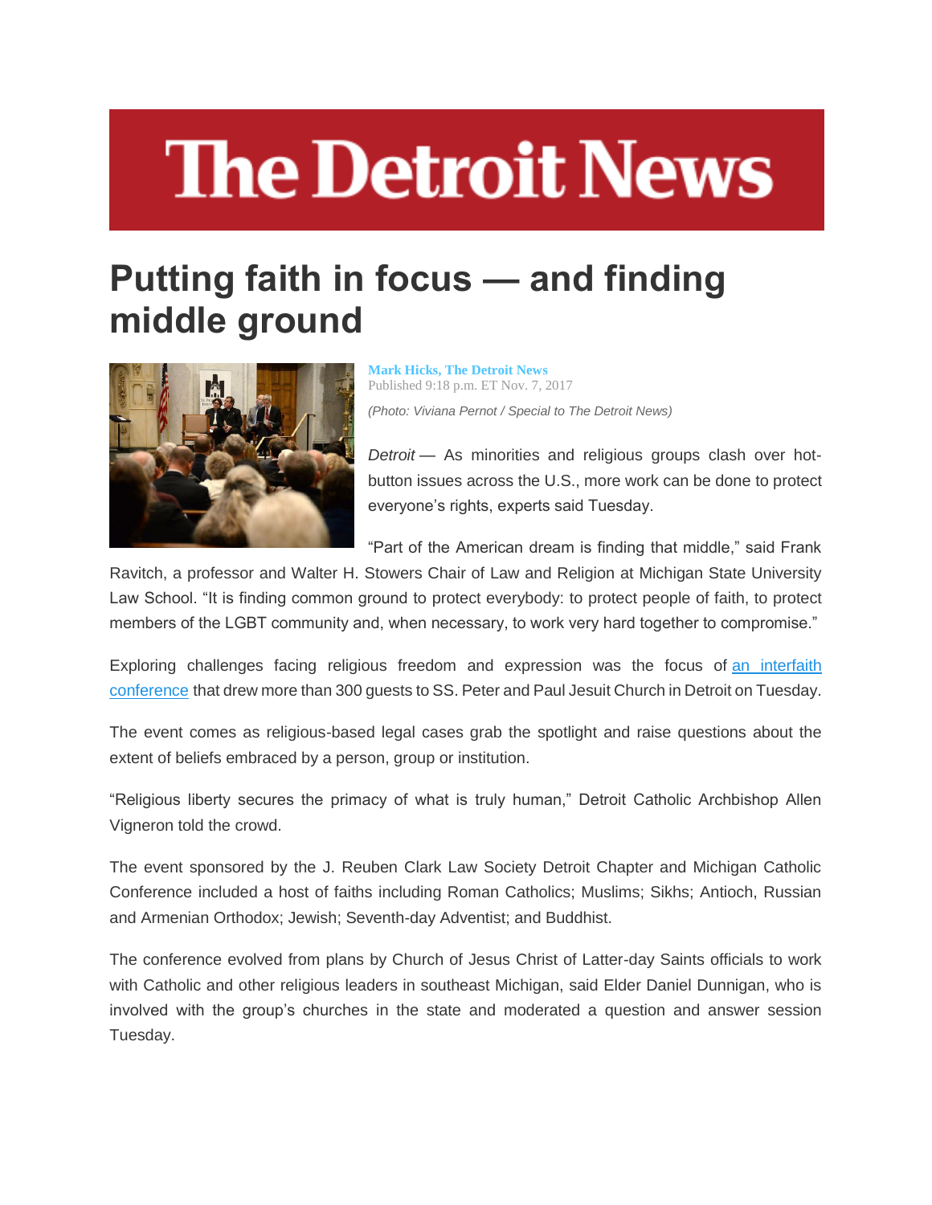# The Detroit News

## Putting faith in focus — and finding middle ground

**Mark Hicks, The Detroit News**
Published 9:18 p.m. ET Nov. 7, 2017

*(Photo: Viviana Pernot / Special to The Detroit News)*

*Detroit* — As minorities and religious groups clash over hot-button issues across the U.S., more work can be done to protect everyone's rights, experts said Tuesday.

"Part of the American dream is finding that middle," said Frank Ravitch, a professor and Walter H. Stowers Chair of Law and Religion at Michigan State University Law School. "It is finding common ground to protect everybody: to protect people of faith, to protect members of the LGBT community and, when necessary, to work very hard together to compromise."

Exploring challenges facing religious freedom and expression was the focus of an interfaith conference that drew more than 300 guests to SS. Peter and Paul Jesuit Church in Detroit on Tuesday.

The event comes as religious-based legal cases grab the spotlight and raise questions about the extent of beliefs embraced by a person, group or institution.

"Religious liberty secures the primacy of what is truly human," Detroit Catholic Archbishop Allen Vigneron told the crowd.

The event sponsored by the J. Reuben Clark Law Society Detroit Chapter and Michigan Catholic Conference included a host of faiths including Roman Catholics; Muslims; Sikhs; Antioch, Russian and Armenian Orthodox; Jewish; Seventh-day Adventist; and Buddhist.

The conference evolved from plans by Church of Jesus Christ of Latter-day Saints officials to work with Catholic and other religious leaders in southeast Michigan, said Elder Daniel Dunnigan, who is involved with the group's churches in the state and moderated a question and answer session Tuesday.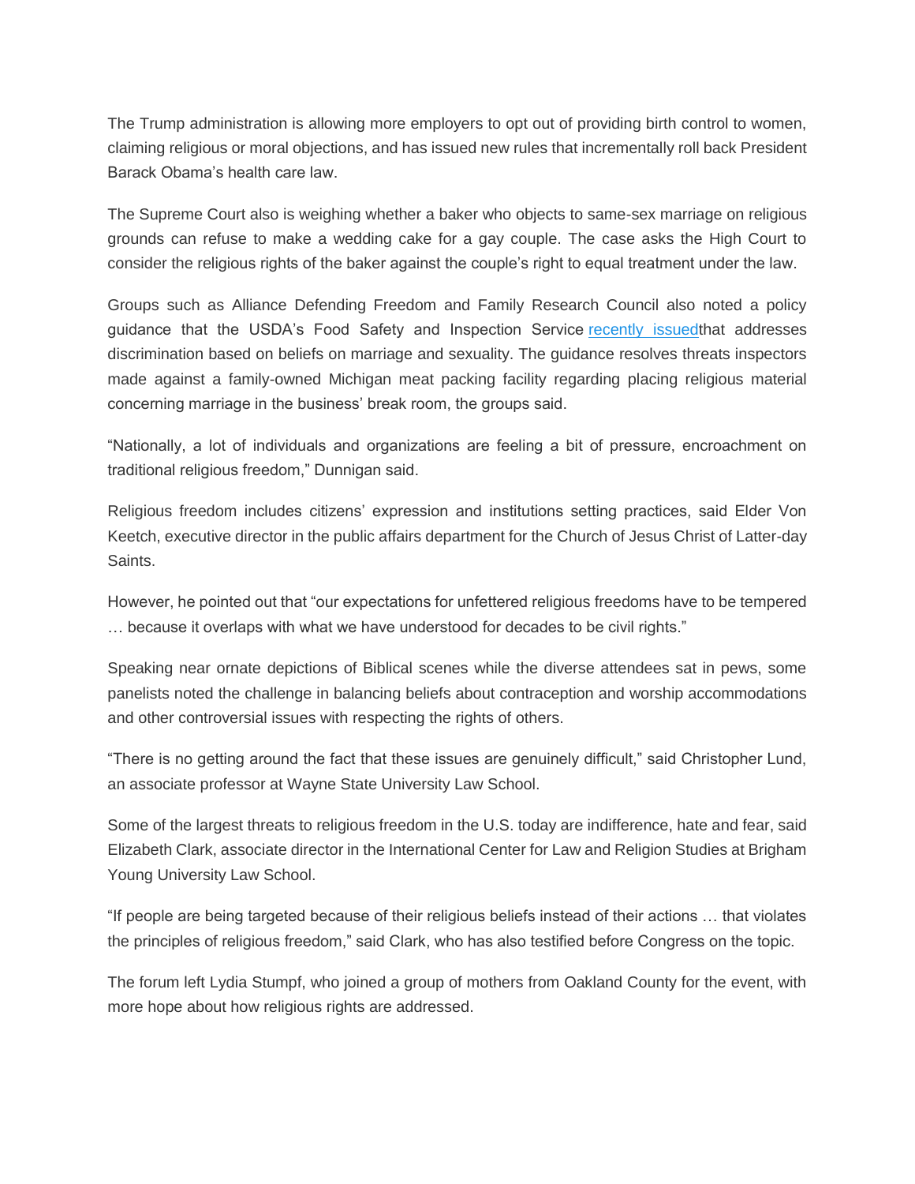The Trump administration is allowing more employers to opt out of providing birth control to women, claiming religious or moral objections, and has issued new rules that incrementally roll back President Barack Obama's health care law.

The Supreme Court also is weighing whether a baker who objects to same-sex marriage on religious grounds can refuse to make a wedding cake for a gay couple. The case asks the High Court to consider the religious rights of the baker against the couple's right to equal treatment under the law.

Groups such as Alliance Defending Freedom and Family Research Council also noted a policy guidance that the USDA's Food Safety and Inspection Service recently issuedthat addresses discrimination based on beliefs on marriage and sexuality. The guidance resolves threats inspectors made against a family-owned Michigan meat packing facility regarding placing religious material concerning marriage in the business' break room, the groups said.

"Nationally, a lot of individuals and organizations are feeling a bit of pressure, encroachment on traditional religious freedom," Dunnigan said.

Religious freedom includes citizens' expression and institutions setting practices, said Elder Von Keetch, executive director in the public affairs department for the Church of Jesus Christ of Latter-day Saints.

However, he pointed out that "our expectations for unfettered religious freedoms have to be tempered … because it overlaps with what we have understood for decades to be civil rights."

Speaking near ornate depictions of Biblical scenes while the diverse attendees sat in pews, some panelists noted the challenge in balancing beliefs about contraception and worship accommodations and other controversial issues with respecting the rights of others.

"There is no getting around the fact that these issues are genuinely difficult," said Christopher Lund, an associate professor at Wayne State University Law School.

Some of the largest threats to religious freedom in the U.S. today are indifference, hate and fear, said Elizabeth Clark, associate director in the International Center for Law and Religion Studies at Brigham Young University Law School.

"If people are being targeted because of their religious beliefs instead of their actions … that violates the principles of religious freedom," said Clark, who has also testified before Congress on the topic.

The forum left Lydia Stumpf, who joined a group of mothers from Oakland County for the event, with more hope about how religious rights are addressed.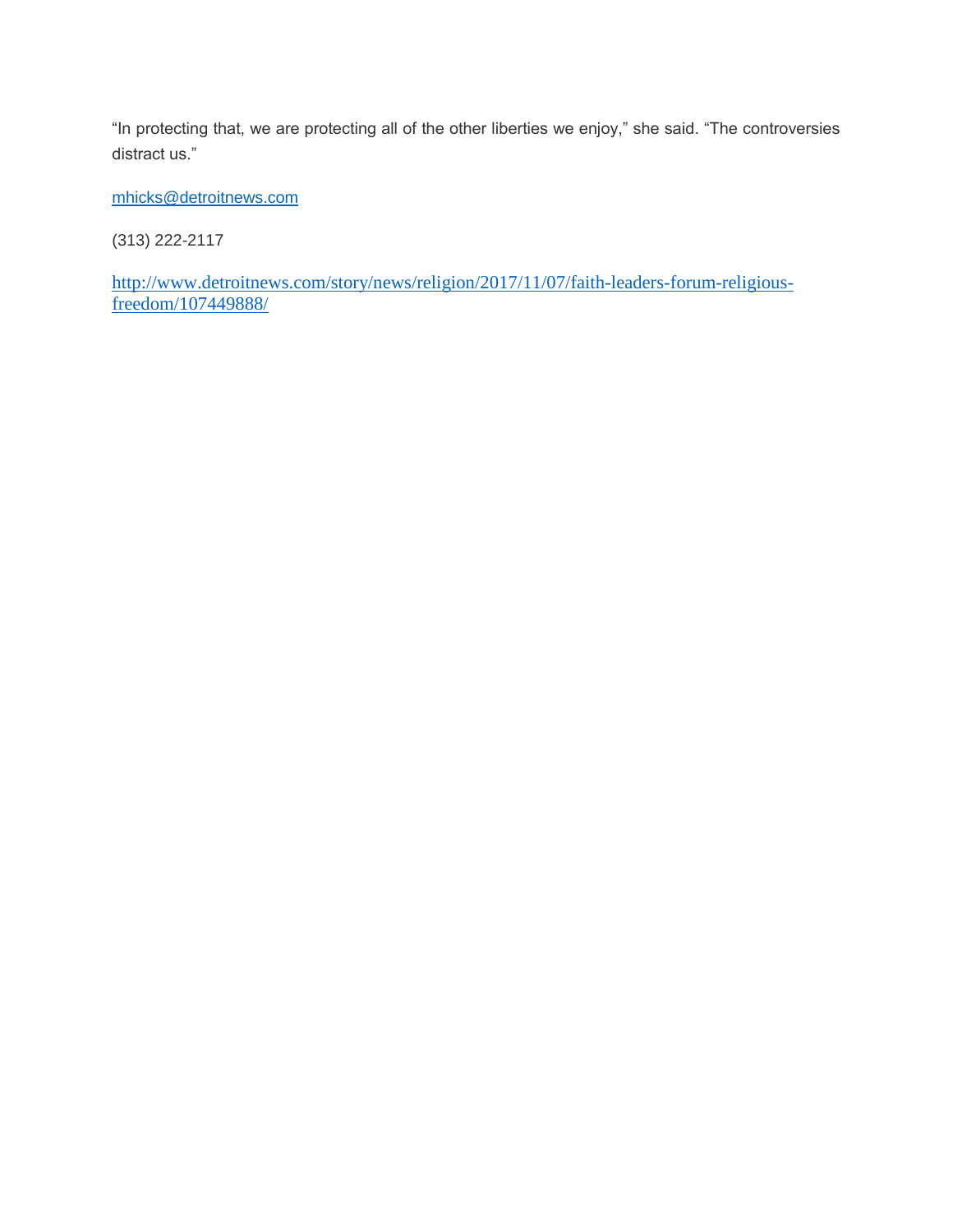"In protecting that, we are protecting all of the other liberties we enjoy," she said. "The controversies distract us."

[mhicks@detroitnews.com](mailto:mhicks@detroitnews.com)

(313) 222-2117

[http://www.detroitnews.com/story/news/religion/2017/11/07/faith-leaders-forum-religious-freedom/107449888/](http://www.detroitnews.com/story/news/religion/2017/11/07/faith-leaders-forum-religious-freedom/107449888/)